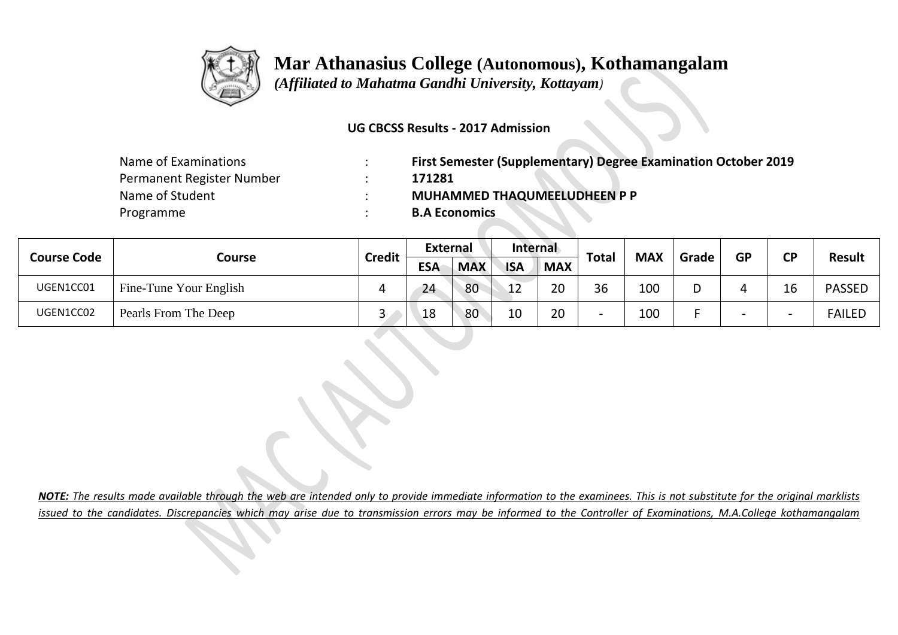# Mar Athanasius College (Autonomous), Kothamangalam

*(Affiliated to Mahatma Gandhi University, Kottayam)*

**UG CBCSS Results - 2017 Admission**

| | | |
|---|---|---|
| Name of Examinations | : | **First Semester (Supplementary) Degree Examination October 2019** |
| Permanent Register Number | : | **171281** |
| Name of Student | : | **MUHAMMED THAQUMEELUDHEEN P P** |
| Programme | : | **B.A Economics** |

| Course Code | Course | Credit | External | | Internal | | Total | MAX | Grade | GP | CP | Result |
|---|---|---|---|---|---|---|---|---|---|---|---|---|
| | | | ESA | MAX | ISA | MAX | | | | | | |
| UGEN1CC01 | Fine-Tune Your English | 4 | 24 | 80 | 12 | 20 | 36 | 100 | D | 4 | 16 | PASSED |
| UGEN1CC02 | Pearls From The Deep | 3 | 18 | 80 | 10 | 20 | - | 100 | F | - | - | FAILED |

***NOTE:*** *The results made available through the web are intended only to provide immediate information to the examinees. This is not substitute for the original marklists issued to the candidates. Discrepancies which may arise due to transmission errors may be informed to the Controller of Examinations, M.A.College kothamangalam*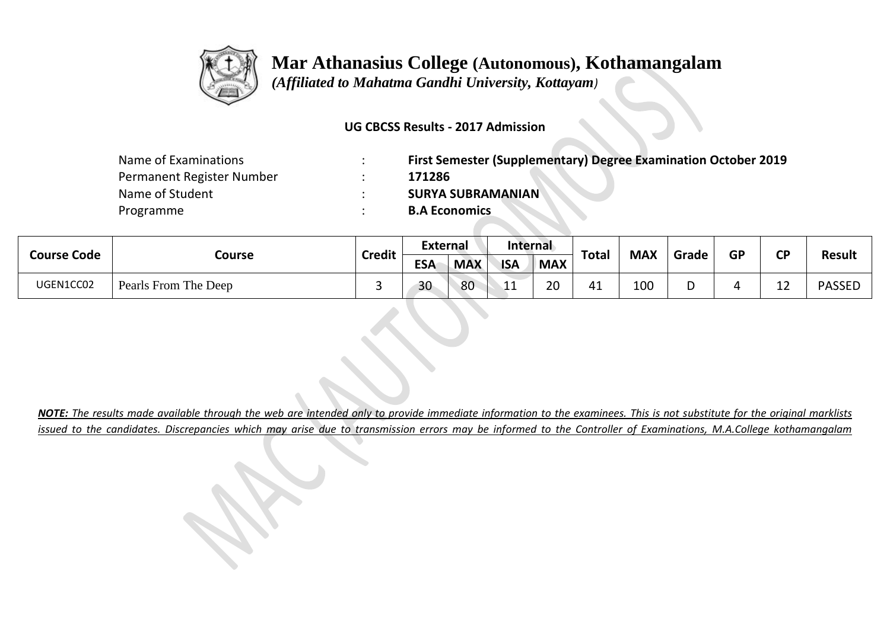# Mar Athanasius College (Autonomous), Kothamangalam

*(Affiliated to Mahatma Gandhi University, Kottayam)*

**UG CBCSS Results - 2017 Admission**

| | | |
|---|---|---|
| Name of Examinations | : | **First Semester (Supplementary) Degree Examination October 2019** |
| Permanent Register Number | : | **171286** |
| Name of Student | : | **SURYA SUBRAMANIAN** |
| Programme | : | **B.A Economics** |

| Course Code | Course | Credit | External | | Internal | | Total | MAX | Grade | GP | CP | Result |
|---|---|---|---|---|---|---|---|---|---|---|---|---|
| | | | ESA | MAX | ISA | MAX | | | | | | |
| UGEN1CC02 | Pearls From The Deep | 3 | 30 | 80 | 11 | 20 | 41 | 100 | D | 4 | 12 | PASSED |

***NOTE:*** *The results made available through the web are intended only to provide immediate information to the examinees. This is not substitute for the original marklists issued to the candidates. Discrepancies which may arise due to transmission errors may be informed to the Controller of Examinations, M.A.College kothamangalam*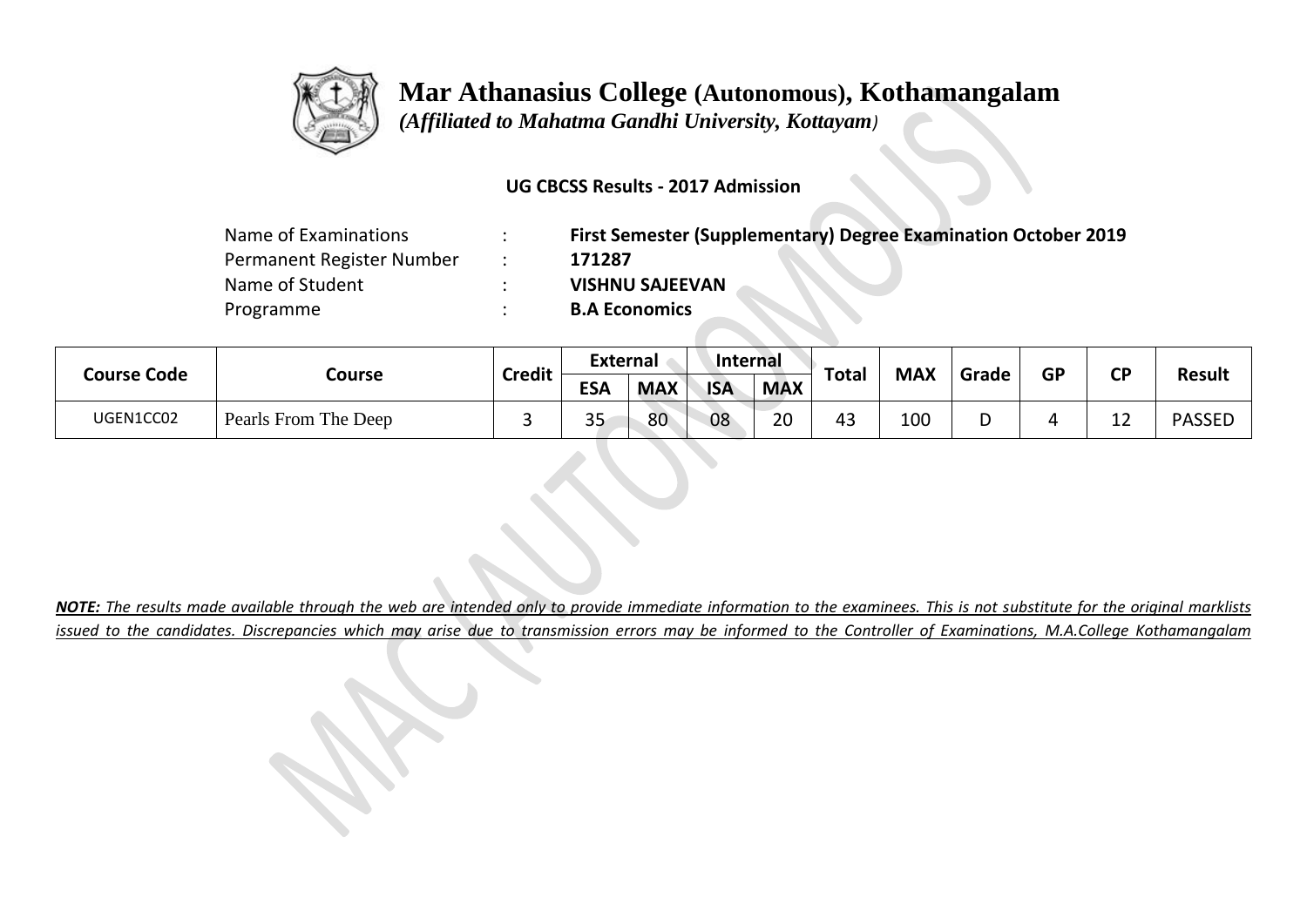# Mar Athanasius College (Autonomous), Kothamangalam

*(Affiliated to Mahatma Gandhi University, Kottayam)*

**UG CBCSS Results - 2017 Admission**

| | | |
|---|---|---|
| Name of Examinations | : | **First Semester (Supplementary) Degree Examination October 2019** |
| Permanent Register Number | : | **171287** |
| Name of Student | : | **VISHNU SAJEEVAN** |
| Programme | : | **B.A Economics** |

| Course Code | Course | Credit | External | | Internal | | Total | MAX | Grade | GP | CP | Result |
|---|---|---|---|---|---|---|---|---|---|---|---|---|
| | | | ESA | MAX | ISA | MAX | | | | | | |
| UGEN1CC02 | Pearls From The Deep | 3 | 35 | 80 | 08 | 20 | 43 | 100 | D | 4 | 12 | PASSED |

***NOTE:*** *The results made available through the web are intended only to provide immediate information to the examinees. This is not substitute for the original marklists issued to the candidates. Discrepancies which may arise due to transmission errors may be informed to the Controller of Examinations, M.A.College Kothamangalam*